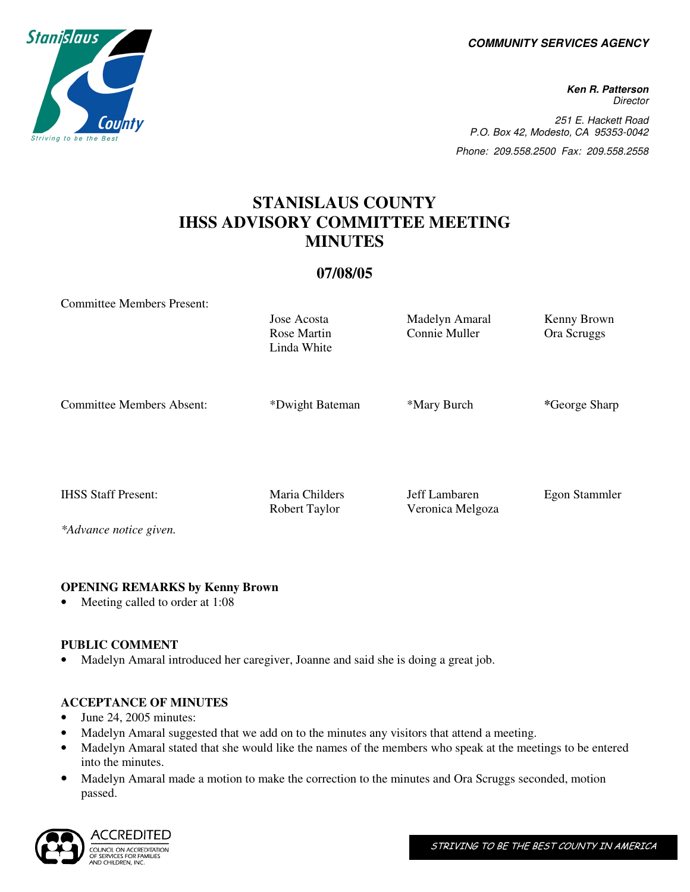**COMMUNITY SERVICES AGENCY**

**Ken R. Patterson**
*Director*

*251 E. Hackett Road*
*P.O. Box 42, Modesto, CA 95353-0042*
*Phone: 209.558.2500 Fax: 209.558.2558*

# STANISLAUS COUNTY IHSS ADVISORY COMMITTEE MEETING MINUTES

## 07/08/05

| | | | |
|---|---|---|---|
| Committee Members Present: | Jose Acosta<br>Rose Martin<br>Linda White | Madelyn Amaral<br>Connie Muller | Kenny Brown<br>Ora Scruggs |
| Committee Members Absent: | *Dwight Bateman | *Mary Burch | *George Sharp |
| IHSS Staff Present: | Maria Childers<br>Robert Taylor | Jeff Lambaren<br>Veronica Melgoza | Egon Stammler |

*\*Advance notice given.*

**OPENING REMARKS by Kenny Brown**

- Meeting called to order at 1:08

**PUBLIC COMMENT**

- Madelyn Amaral introduced her caregiver, Joanne and said she is doing a great job.

**ACCEPTANCE OF MINUTES**

- June 24, 2005 minutes:
- Madelyn Amaral suggested that we add on to the minutes any visitors that attend a meeting.
- Madelyn Amaral stated that she would like the names of the members who speak at the meetings to be entered into the minutes.
- Madelyn Amaral made a motion to make the correction to the minutes and Ora Scruggs seconded, motion passed.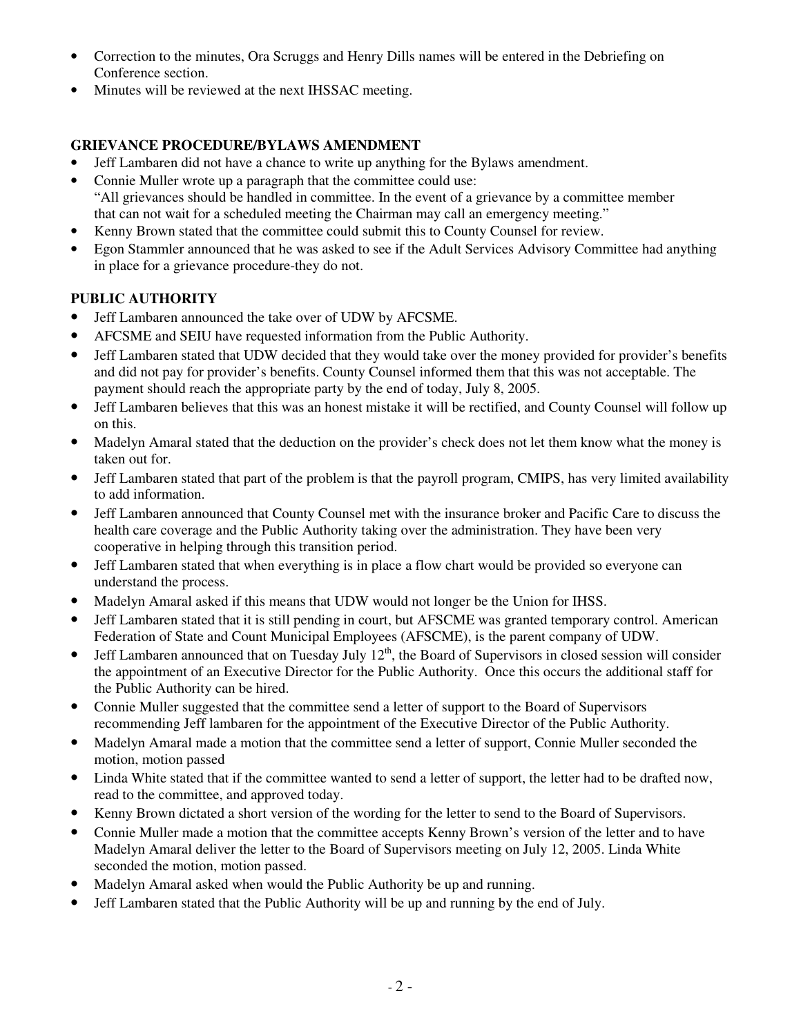- Correction to the minutes, Ora Scruggs and Henry Dills names will be entered in the Debriefing on Conference section.
- Minutes will be reviewed at the next IHSSAC meeting.

**GRIEVANCE PROCEDURE/BYLAWS AMENDMENT**

- Jeff Lambaren did not have a chance to write up anything for the Bylaws amendment.
- Connie Muller wrote up a paragraph that the committee could use: "All grievances should be handled in committee. In the event of a grievance by a committee member that can not wait for a scheduled meeting the Chairman may call an emergency meeting."
- Kenny Brown stated that the committee could submit this to County Counsel for review.
- Egon Stammler announced that he was asked to see if the Adult Services Advisory Committee had anything in place for a grievance procedure-they do not.

**PUBLIC AUTHORITY**

- Jeff Lambaren announced the take over of UDW by AFCSME.
- AFCSME and SEIU have requested information from the Public Authority.
- Jeff Lambaren stated that UDW decided that they would take over the money provided for provider's benefits and did not pay for provider's benefits. County Counsel informed them that this was not acceptable. The payment should reach the appropriate party by the end of today, July 8, 2005.
- Jeff Lambaren believes that this was an honest mistake it will be rectified, and County Counsel will follow up on this.
- Madelyn Amaral stated that the deduction on the provider's check does not let them know what the money is taken out for.
- Jeff Lambaren stated that part of the problem is that the payroll program, CMIPS, has very limited availability to add information.
- Jeff Lambaren announced that County Counsel met with the insurance broker and Pacific Care to discuss the health care coverage and the Public Authority taking over the administration. They have been very cooperative in helping through this transition period.
- Jeff Lambaren stated that when everything is in place a flow chart would be provided so everyone can understand the process.
- Madelyn Amaral asked if this means that UDW would not longer be the Union for IHSS.
- Jeff Lambaren stated that it is still pending in court, but AFSCME was granted temporary control. American Federation of State and Count Municipal Employees (AFSCME), is the parent company of UDW.
- Jeff Lambaren announced that on Tuesday July 12th, the Board of Supervisors in closed session will consider the appointment of an Executive Director for the Public Authority. Once this occurs the additional staff for the Public Authority can be hired.
- Connie Muller suggested that the committee send a letter of support to the Board of Supervisors recommending Jeff lambaren for the appointment of the Executive Director of the Public Authority.
- Madelyn Amaral made a motion that the committee send a letter of support, Connie Muller seconded the motion, motion passed
- Linda White stated that if the committee wanted to send a letter of support, the letter had to be drafted now, read to the committee, and approved today.
- Kenny Brown dictated a short version of the wording for the letter to send to the Board of Supervisors.
- Connie Muller made a motion that the committee accepts Kenny Brown's version of the letter and to have Madelyn Amaral deliver the letter to the Board of Supervisors meeting on July 12, 2005. Linda White seconded the motion, motion passed.
- Madelyn Amaral asked when would the Public Authority be up and running.
- Jeff Lambaren stated that the Public Authority will be up and running by the end of July.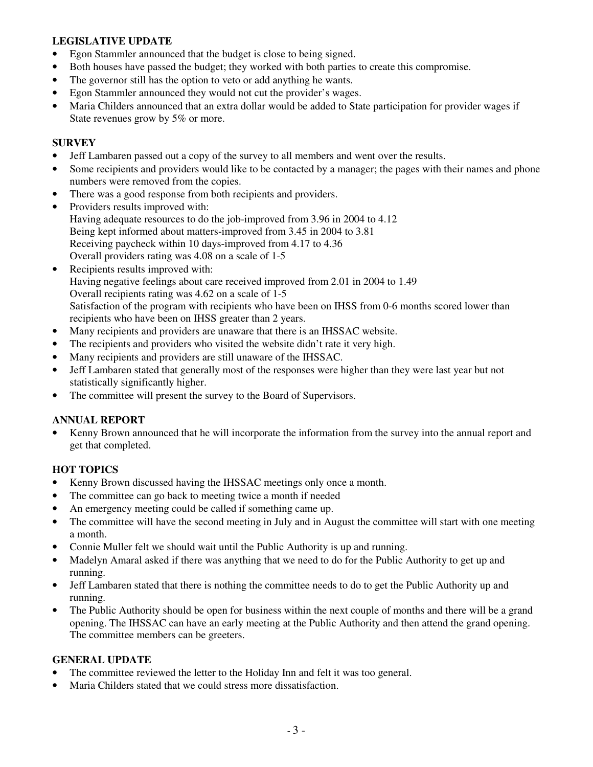**LEGISLATIVE UPDATE**

- Egon Stammler announced that the budget is close to being signed.
- Both houses have passed the budget; they worked with both parties to create this compromise.
- The governor still has the option to veto or add anything he wants.
- Egon Stammler announced they would not cut the provider's wages.
- Maria Childers announced that an extra dollar would be added to State participation for provider wages if State revenues grow by 5% or more.

**SURVEY**

- Jeff Lambaren passed out a copy of the survey to all members and went over the results.
- Some recipients and providers would like to be contacted by a manager; the pages with their names and phone numbers were removed from the copies.
- There was a good response from both recipients and providers.
- Providers results improved with:
  Having adequate resources to do the job-improved from 3.96 in 2004 to 4.12
  Being kept informed about matters-improved from 3.45 in 2004 to 3.81
  Receiving paycheck within 10 days-improved from 4.17 to 4.36
  Overall providers rating was 4.08 on a scale of 1-5
- Recipients results improved with:
  Having negative feelings about care received improved from 2.01 in 2004 to 1.49
  Overall recipients rating was 4.62 on a scale of 1-5
  Satisfaction of the program with recipients who have been on IHSS from 0-6 months scored lower than recipients who have been on IHSS greater than 2 years.
- Many recipients and providers are unaware that there is an IHSSAC website.
- The recipients and providers who visited the website didn't rate it very high.
- Many recipients and providers are still unaware of the IHSSAC.
- Jeff Lambaren stated that generally most of the responses were higher than they were last year but not statistically significantly higher.
- The committee will present the survey to the Board of Supervisors.

**ANNUAL REPORT**

- Kenny Brown announced that he will incorporate the information from the survey into the annual report and get that completed.

**HOT TOPICS**

- Kenny Brown discussed having the IHSSAC meetings only once a month.
- The committee can go back to meeting twice a month if needed
- An emergency meeting could be called if something came up.
- The committee will have the second meeting in July and in August the committee will start with one meeting a month.
- Connie Muller felt we should wait until the Public Authority is up and running.
- Madelyn Amaral asked if there was anything that we need to do for the Public Authority to get up and running.
- Jeff Lambaren stated that there is nothing the committee needs to do to get the Public Authority up and running.
- The Public Authority should be open for business within the next couple of months and there will be a grand opening. The IHSSAC can have an early meeting at the Public Authority and then attend the grand opening. The committee members can be greeters.

**GENERAL UPDATE**

- The committee reviewed the letter to the Holiday Inn and felt it was too general.
- Maria Childers stated that we could stress more dissatisfaction.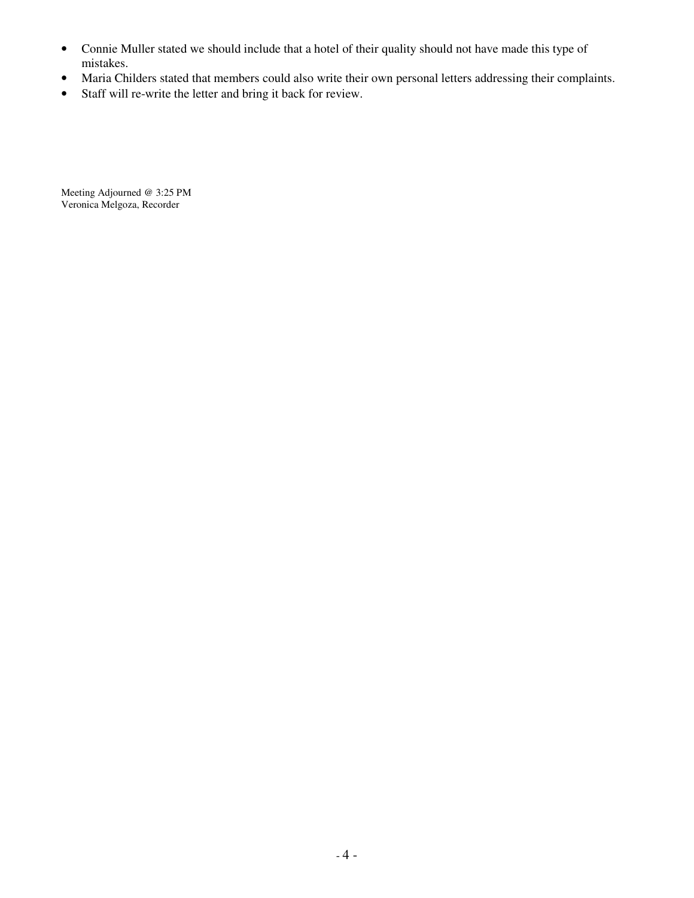- Connie Muller stated we should include that a hotel of their quality should not have made this type of mistakes.
- Maria Childers stated that members could also write their own personal letters addressing their complaints.
- Staff will re-write the letter and bring it back for review.

Meeting Adjourned @ 3:25 PM
Veronica Melgoza, Recorder